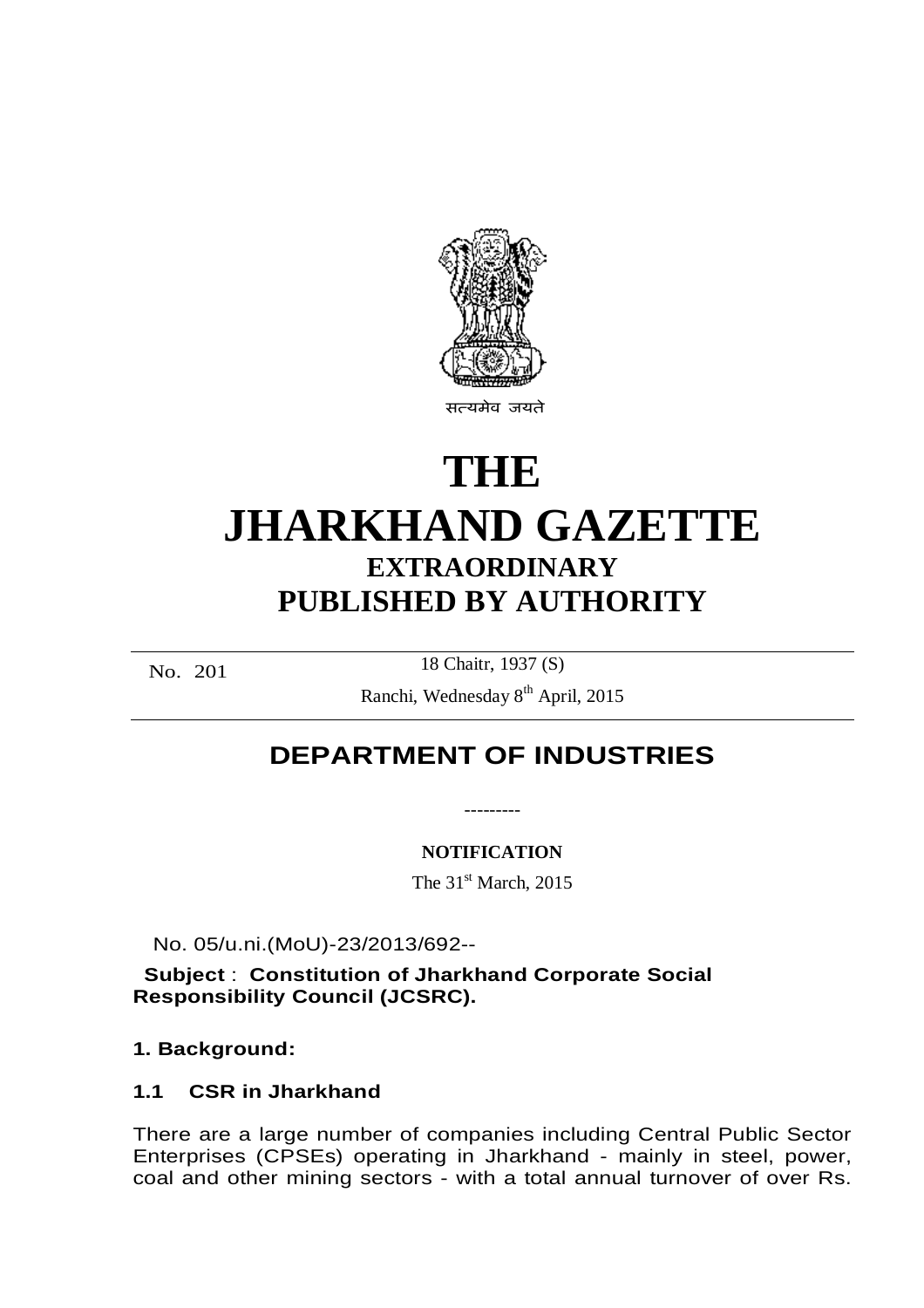सत्यमेव जयते

# THE JHARKHAND GAZETTE

## EXTRAORDINARY

## PUBLISHED BY AUTHORITY

No. 201 18 Chaitr, 1937 (S)

Ranchi, Wednesday 8th April, 2015

## DEPARTMENT OF INDUSTRIES

---------

**NOTIFICATION**

The 31st March, 2015

No. 05/u.ni.(MoU)-23/2013/692--

**Subject** : **Constitution of Jharkhand Corporate Social Responsibility Council (JCSRC).**

**1. Background:**

**1.1 CSR in Jharkhand**

There are a large number of companies including Central Public Sector Enterprises (CPSEs) operating in Jharkhand - mainly in steel, power, coal and other mining sectors - with a total annual turnover of over Rs.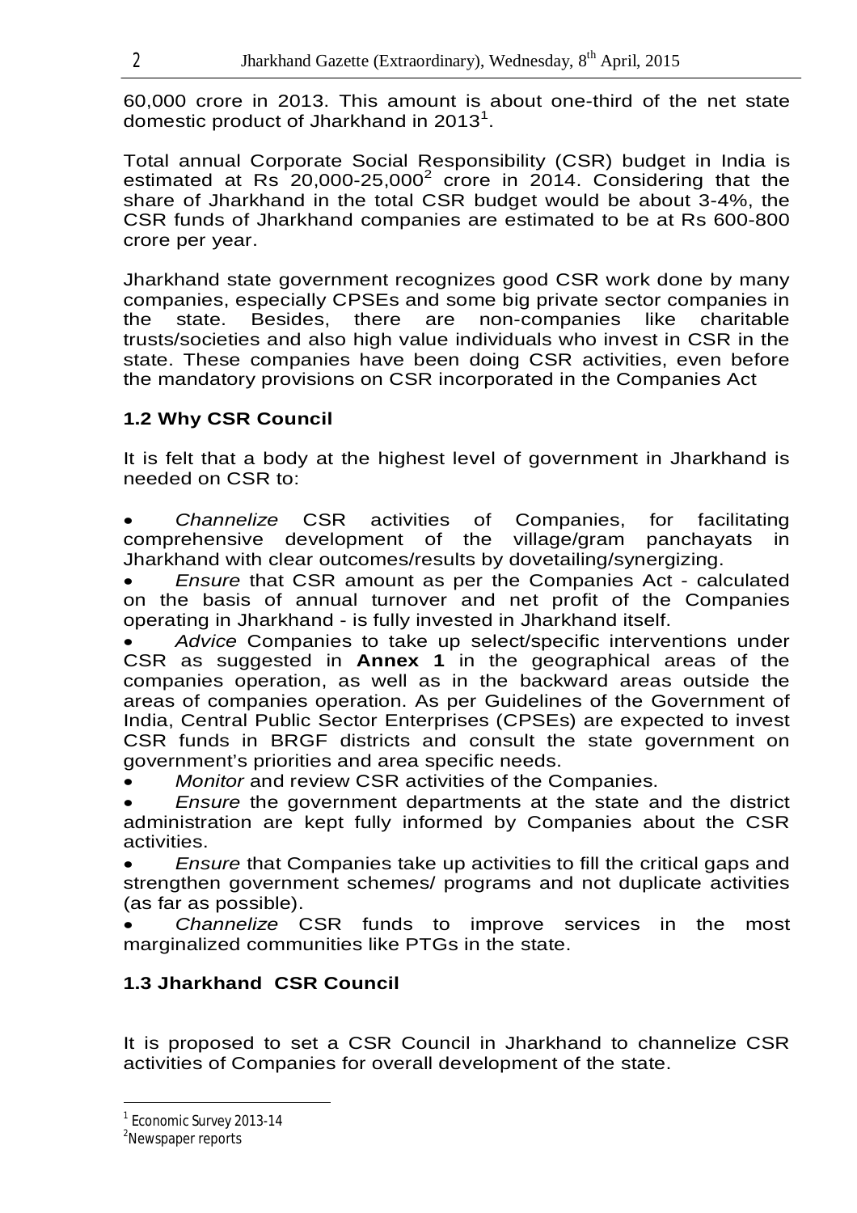60,000 crore in 2013. This amount is about one-third of the net state domestic product of Jharkhand in 2013[1].

Total annual Corporate Social Responsibility (CSR) budget in India is estimated at Rs 20,000-25,000[2] crore in 2014. Considering that the share of Jharkhand in the total CSR budget would be about 3-4%, the CSR funds of Jharkhand companies are estimated to be at Rs 600-800 crore per year.

Jharkhand state government recognizes good CSR work done by many companies, especially CPSEs and some big private sector companies in the state. Besides, there are non-companies like charitable trusts/societies and also high value individuals who invest in CSR in the state. These companies have been doing CSR activities, even before the mandatory provisions on CSR incorporated in the Companies Act

### 1.2 Why CSR Council

It is felt that a body at the highest level of government in Jharkhand is needed on CSR to:

- *Channelize* CSR activities of Companies, for facilitating comprehensive development of the village/gram panchayats in Jharkhand with clear outcomes/results by dovetailing/synergizing.
- *Ensure* that CSR amount as per the Companies Act - calculated on the basis of annual turnover and net profit of the Companies operating in Jharkhand - is fully invested in Jharkhand itself.
- *Advice* Companies to take up select/specific interventions under CSR as suggested in **Annex 1** in the geographical areas of the companies operation, as well as in the backward areas outside the areas of companies operation. As per Guidelines of the Government of India, Central Public Sector Enterprises (CPSEs) are expected to invest CSR funds in BRGF districts and consult the state government on government's priorities and area specific needs.
- *Monitor* and review CSR activities of the Companies.
- *Ensure* the government departments at the state and the district administration are kept fully informed by Companies about the CSR activities.
- *Ensure* that Companies take up activities to fill the critical gaps and strengthen government schemes/ programs and not duplicate activities (as far as possible).
- *Channelize* CSR funds to improve services in the most marginalized communities like PTGs in the state.

### 1.3 Jharkhand CSR Council

It is proposed to set a CSR Council in Jharkhand to channelize CSR activities of Companies for overall development of the state.

---

[1] Economic Survey 2013-14

[2] Newspaper reports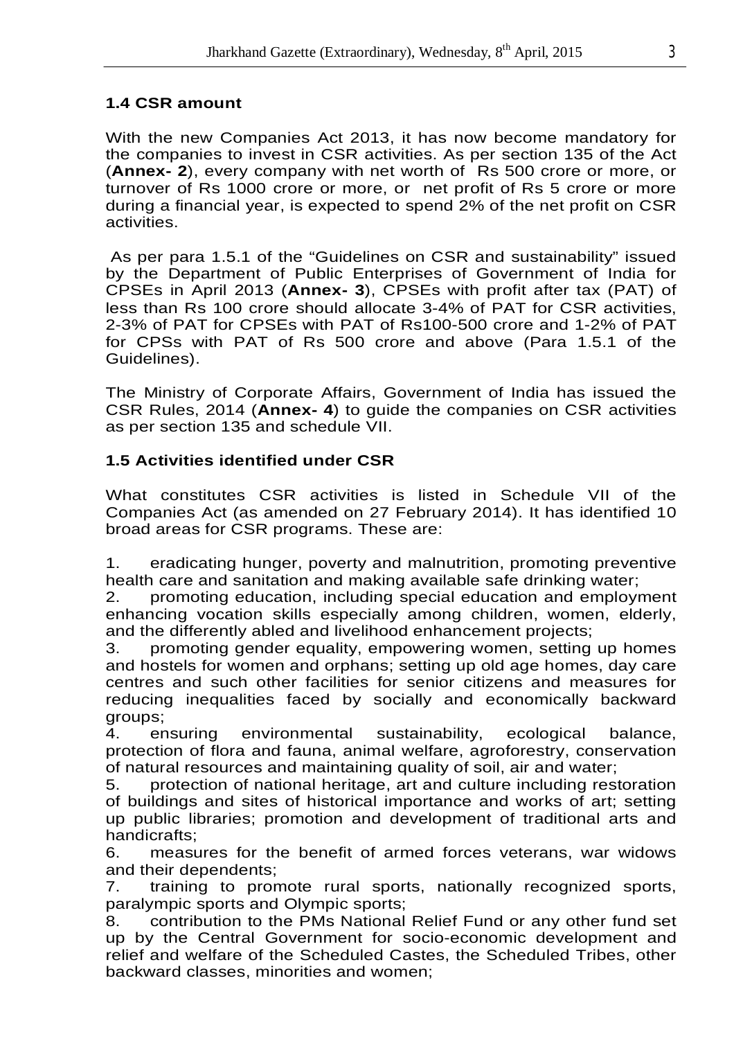### 1.4 CSR amount

With the new Companies Act 2013, it has now become mandatory for the companies to invest in CSR activities. As per section 135 of the Act (**Annex- 2**), every company with net worth of Rs 500 crore or more, or turnover of Rs 1000 crore or more, or net profit of Rs 5 crore or more during a financial year, is expected to spend 2% of the net profit on CSR activities.

As per para 1.5.1 of the "Guidelines on CSR and sustainability" issued by the Department of Public Enterprises of Government of India for CPSEs in April 2013 (**Annex- 3**), CPSEs with profit after tax (PAT) of less than Rs 100 crore should allocate 3-4% of PAT for CSR activities, 2-3% of PAT for CPSEs with PAT of Rs100-500 crore and 1-2% of PAT for CPSs with PAT of Rs 500 crore and above (Para 1.5.1 of the Guidelines).

The Ministry of Corporate Affairs, Government of India has issued the CSR Rules, 2014 (**Annex- 4**) to guide the companies on CSR activities as per section 135 and schedule VII.

### 1.5 Activities identified under CSR

What constitutes CSR activities is listed in Schedule VII of the Companies Act (as amended on 27 February 2014). It has identified 10 broad areas for CSR programs. These are:

1. eradicating hunger, poverty and malnutrition, promoting preventive health care and sanitation and making available safe drinking water;
2. promoting education, including special education and employment enhancing vocation skills especially among children, women, elderly, and the differently abled and livelihood enhancement projects;
3. promoting gender equality, empowering women, setting up homes and hostels for women and orphans; setting up old age homes, day care centres and such other facilities for senior citizens and measures for reducing inequalities faced by socially and economically backward groups;
4. ensuring environmental sustainability, ecological balance, protection of flora and fauna, animal welfare, agroforestry, conservation of natural resources and maintaining quality of soil, air and water;
5. protection of national heritage, art and culture including restoration of buildings and sites of historical importance and works of art; setting up public libraries; promotion and development of traditional arts and handicrafts;
6. measures for the benefit of armed forces veterans, war widows and their dependents;
7. training to promote rural sports, nationally recognized sports, paralympic sports and Olympic sports;
8. contribution to the PMs National Relief Fund or any other fund set up by the Central Government for socio-economic development and relief and welfare of the Scheduled Castes, the Scheduled Tribes, other backward classes, minorities and women;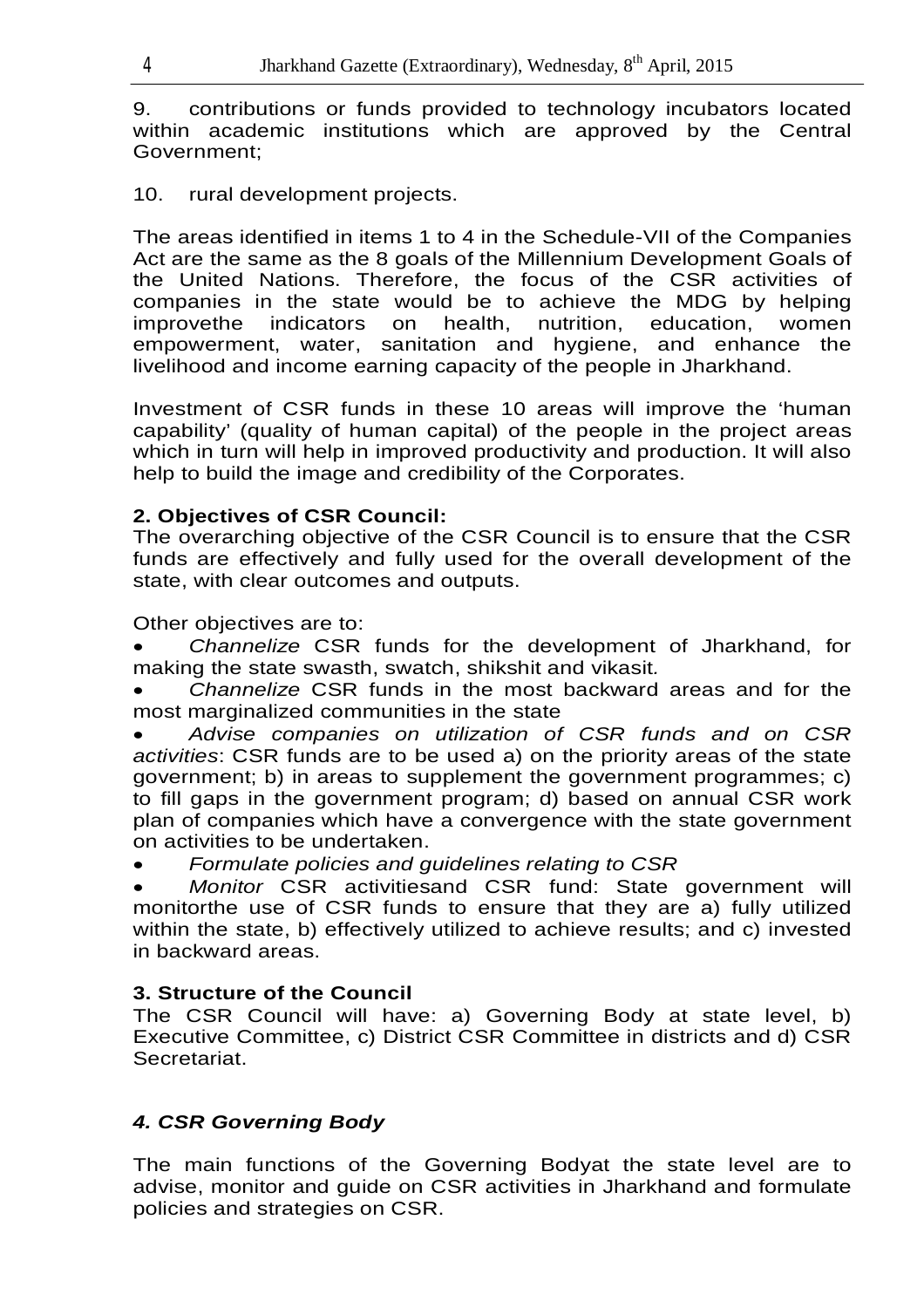9. contributions or funds provided to technology incubators located within academic institutions which are approved by the Central Government;

10. rural development projects.

The areas identified in items 1 to 4 in the Schedule-VII of the Companies Act are the same as the 8 goals of the Millennium Development Goals of the United Nations. Therefore, the focus of the CSR activities of companies in the state would be to achieve the MDG by helping improvethe indicators on health, nutrition, education, women empowerment, water, sanitation and hygiene, and enhance the livelihood and income earning capacity of the people in Jharkhand.

Investment of CSR funds in these 10 areas will improve the 'human capability' (quality of human capital) of the people in the project areas which in turn will help in improved productivity and production. It will also help to build the image and credibility of the Corporates.

**2. Objectives of CSR Council:**

The overarching objective of the CSR Council is to ensure that the CSR funds are effectively and fully used for the overall development of the state, with clear outcomes and outputs.

Other objectives are to:

- *Channelize* CSR funds for the development of Jharkhand, for making the state swasth, swatch, shikshit and vikasit.
- *Channelize* CSR funds in the most backward areas and for the most marginalized communities in the state
- *Advise companies on utilization of CSR funds and on CSR activities*: CSR funds are to be used a) on the priority areas of the state government; b) in areas to supplement the government programmes; c) to fill gaps in the government program; d) based on annual CSR work plan of companies which have a convergence with the state government on activities to be undertaken.
- *Formulate policies and guidelines relating to CSR*
- *Monitor* CSR activitiesand CSR fund: State government will monitorthe use of CSR funds to ensure that they are a) fully utilized within the state, b) effectively utilized to achieve results; and c) invested in backward areas.

**3. Structure of the Council**

The CSR Council will have: a) Governing Body at state level, b) Executive Committee, c) District CSR Committee in districts and d) CSR Secretariat.

***4. CSR Governing Body***

The main functions of the Governing Bodyat the state level are to advise, monitor and guide on CSR activities in Jharkhand and formulate policies and strategies on CSR.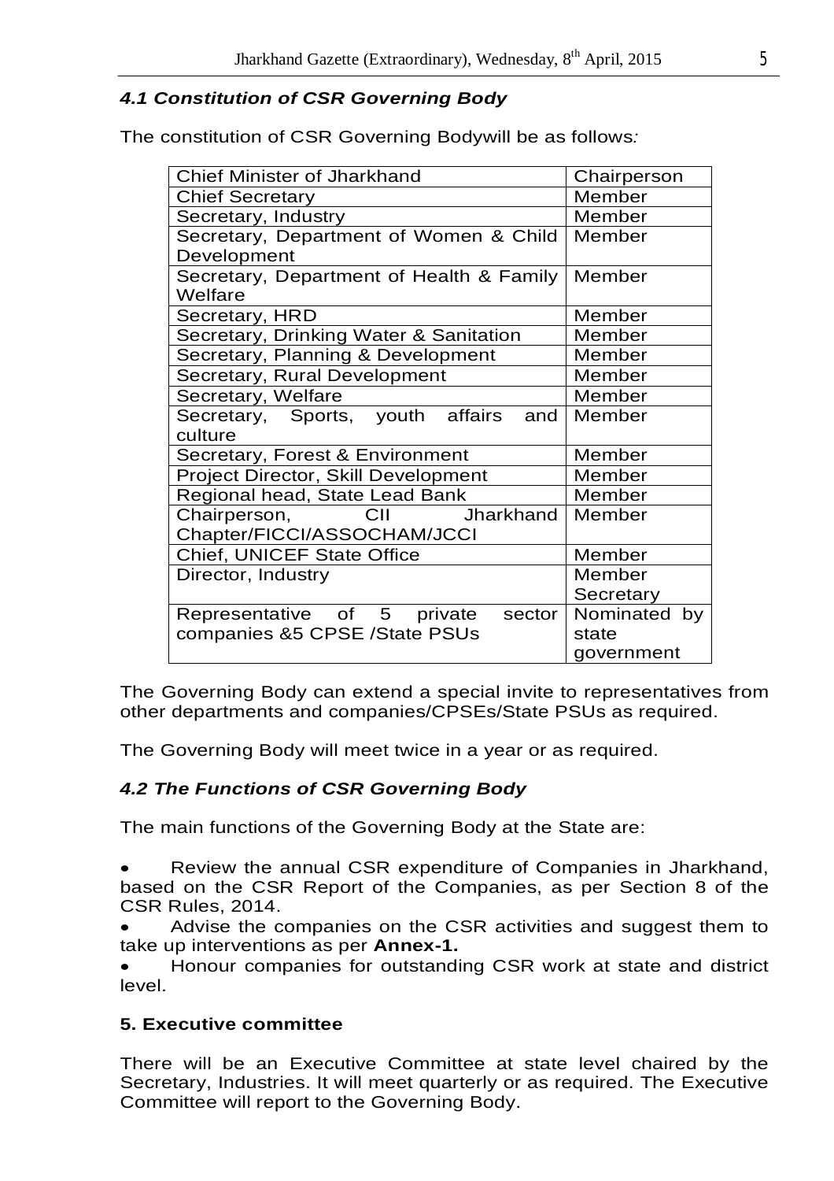### *4.1 Constitution of CSR Governing Body*

The constitution of CSR Governing Bodywill be as follows*:*

| Chief Minister of Jharkhand | Chairperson |
|---|---|
| Chief Secretary | Member |
| Secretary, Industry | Member |
| Secretary, Department of Women & Child Development | Member |
| Secretary, Department of Health & Family Welfare | Member |
| Secretary, HRD | Member |
| Secretary, Drinking Water & Sanitation | Member |
| Secretary, Planning & Development | Member |
| Secretary, Rural Development | Member |
| Secretary, Welfare | Member |
| Secretary, Sports, youth affairs and culture | Member |
| Secretary, Forest & Environment | Member |
| Project Director, Skill Development | Member |
| Regional head, State Lead Bank | Member |
| Chairperson, CII Jharkhand Chapter/FICCI/ASSOCHAM/JCCI | Member |
| Chief, UNICEF State Office | Member |
| Director, Industry | Member Secretary |
| Representative of 5 private sector companies &5 CPSE /State PSUs | Nominated by state government |

The Governing Body can extend a special invite to representatives from other departments and companies/CPSEs/State PSUs as required.

The Governing Body will meet twice in a year or as required.

### *4.2 The Functions of CSR Governing Body*

The main functions of the Governing Body at the State are:

- Review the annual CSR expenditure of Companies in Jharkhand, based on the CSR Report of the Companies, as per Section 8 of the CSR Rules, 2014.
- Advise the companies on the CSR activities and suggest them to take up interventions as per **Annex-1.**
- Honour companies for outstanding CSR work at state and district level.

### 5. Executive committee

There will be an Executive Committee at state level chaired by the Secretary, Industries. It will meet quarterly or as required. The Executive Committee will report to the Governing Body.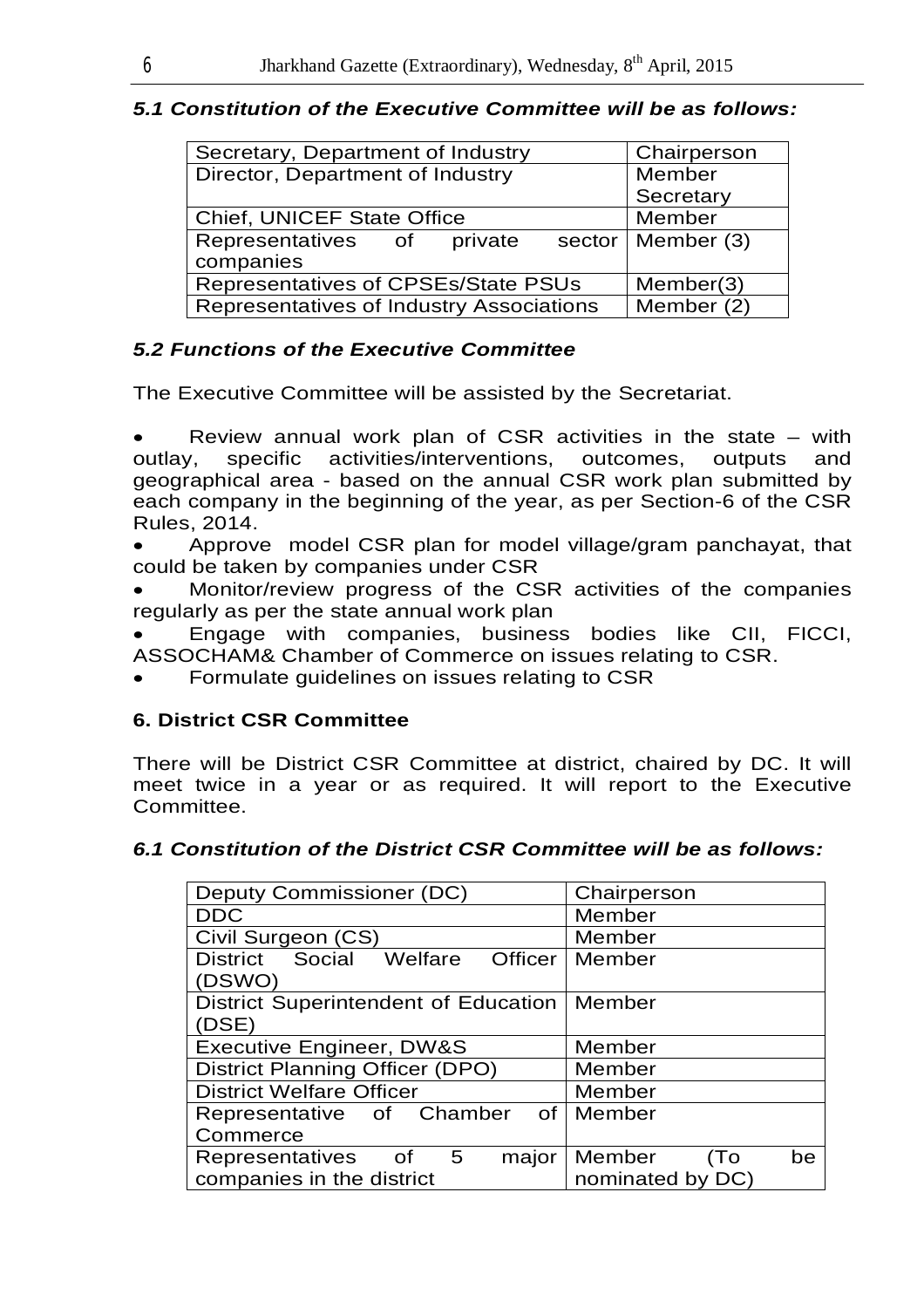### *5.1 Constitution of the Executive Committee will be as follows:*

| | |
|---|---|
| Secretary, Department of Industry | Chairperson |
| Director, Department of Industry | Member Secretary |
| Chief, UNICEF State Office | Member |
| Representatives of private sector companies | Member (3) |
| Representatives of CPSEs/State PSUs | Member(3) |
| Representatives of Industry Associations | Member (2) |

### *5.2 Functions of the Executive Committee*

The Executive Committee will be assisted by the Secretariat.

- Review annual work plan of CSR activities in the state – with outlay, specific activities/interventions, outcomes, outputs and geographical area - based on the annual CSR work plan submitted by each company in the beginning of the year, as per Section-6 of the CSR Rules, 2014.
- Approve model CSR plan for model village/gram panchayat, that could be taken by companies under CSR
- Monitor/review progress of the CSR activities of the companies regularly as per the state annual work plan
- Engage with companies, business bodies like CII, FICCI, ASSOCHAM& Chamber of Commerce on issues relating to CSR.
- Formulate guidelines on issues relating to CSR

### 6. District CSR Committee

There will be District CSR Committee at district, chaired by DC. It will meet twice in a year or as required. It will report to the Executive Committee.

### *6.1 Constitution of the District CSR Committee will be as follows:*

| | |
|---|---|
| Deputy Commissioner (DC) | Chairperson |
| DDC | Member |
| Civil Surgeon (CS) | Member |
| District Social Welfare Officer (DSWO) | Member |
| District Superintendent of Education (DSE) | Member |
| Executive Engineer, DW&S | Member |
| District Planning Officer (DPO) | Member |
| District Welfare Officer | Member |
| Representative of Chamber of Commerce | Member |
| Representatives of 5 major companies in the district | Member (To be nominated by DC) |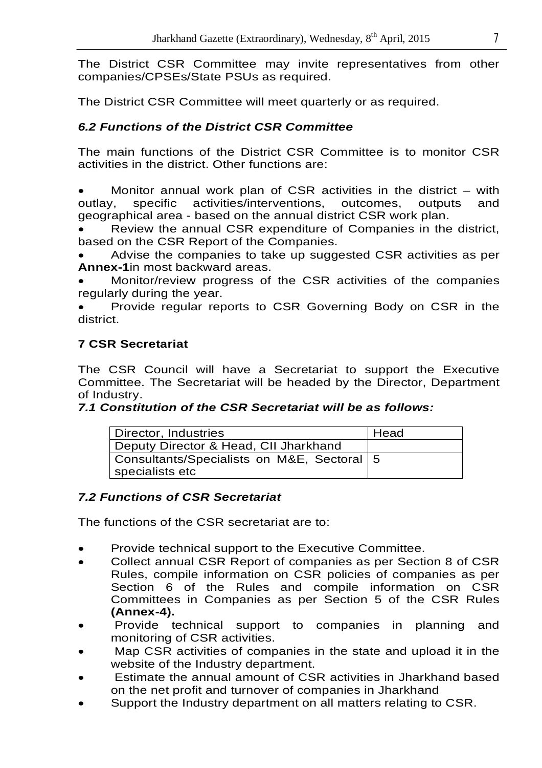The District CSR Committee may invite representatives from other companies/CPSEs/State PSUs as required.

The District CSR Committee will meet quarterly or as required.

### *6.2 Functions of the District CSR Committee*

The main functions of the District CSR Committee is to monitor CSR activities in the district. Other functions are:

- Monitor annual work plan of CSR activities in the district – with outlay, specific activities/interventions, outcomes, outputs and geographical area - based on the annual district CSR work plan.
- Review the annual CSR expenditure of Companies in the district, based on the CSR Report of the Companies.
- Advise the companies to take up suggested CSR activities as per **Annex-1**in most backward areas.
- Monitor/review progress of the CSR activities of the companies regularly during the year.
- Provide regular reports to CSR Governing Body on CSR in the district.

## 7 CSR Secretariat

The CSR Council will have a Secretariat to support the Executive Committee. The Secretariat will be headed by the Director, Department of Industry.

### *7.1 Constitution of the CSR Secretariat will be as follows:*

| Director, Industries | Head |
|---|---|
| Deputy Director & Head, CII Jharkhand | |
| Consultants/Specialists on M&E, Sectoral specialists etc | 5 |

### *7.2 Functions of CSR Secretariat*

The functions of the CSR secretariat are to:

- Provide technical support to the Executive Committee.
- Collect annual CSR Report of companies as per Section 8 of CSR Rules, compile information on CSR policies of companies as per Section 6 of the Rules and compile information on CSR Committees in Companies as per Section 5 of the CSR Rules **(Annex-4).**
- Provide technical support to companies in planning and monitoring of CSR activities.
- Map CSR activities of companies in the state and upload it in the website of the Industry department.
- Estimate the annual amount of CSR activities in Jharkhand based on the net profit and turnover of companies in Jharkhand
- Support the Industry department on all matters relating to CSR.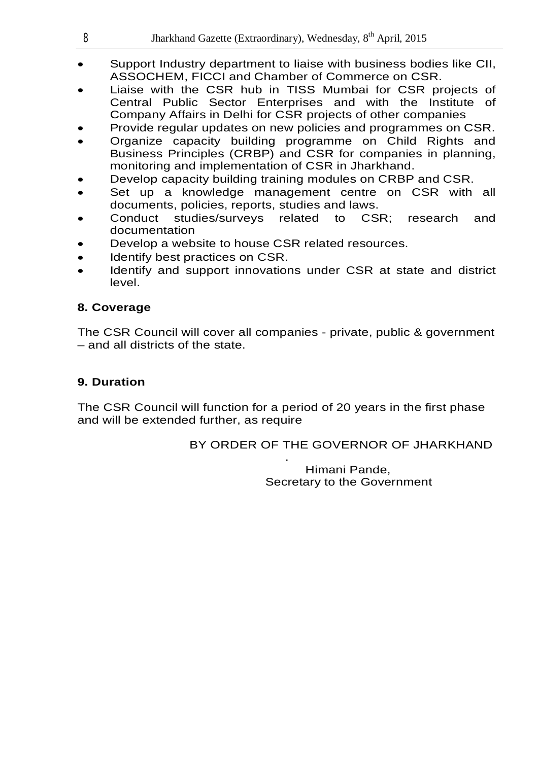- Support Industry department to liaise with business bodies like CII, ASSOCHEM, FICCI and Chamber of Commerce on CSR.
- Liaise with the CSR hub in TISS Mumbai for CSR projects of Central Public Sector Enterprises and with the Institute of Company Affairs in Delhi for CSR projects of other companies
- Provide regular updates on new policies and programmes on CSR.
- Organize capacity building programme on Child Rights and Business Principles (CRBP) and CSR for companies in planning, monitoring and implementation of CSR in Jharkhand.
- Develop capacity building training modules on CRBP and CSR.
- Set up a knowledge management centre on CSR with all documents, policies, reports, studies and laws.
- Conduct studies/surveys related to CSR; research and documentation
- Develop a website to house CSR related resources.
- Identify best practices on CSR.
- Identify and support innovations under CSR at state and district level.

**8. Coverage**

The CSR Council will cover all companies - private, public & government – and all districts of the state.

**9. Duration**

The CSR Council will function for a period of 20 years in the first phase and will be extended further, as require

BY ORDER OF THE GOVERNOR OF JHARKHAND

.

Himani Pande,
Secretary to the Government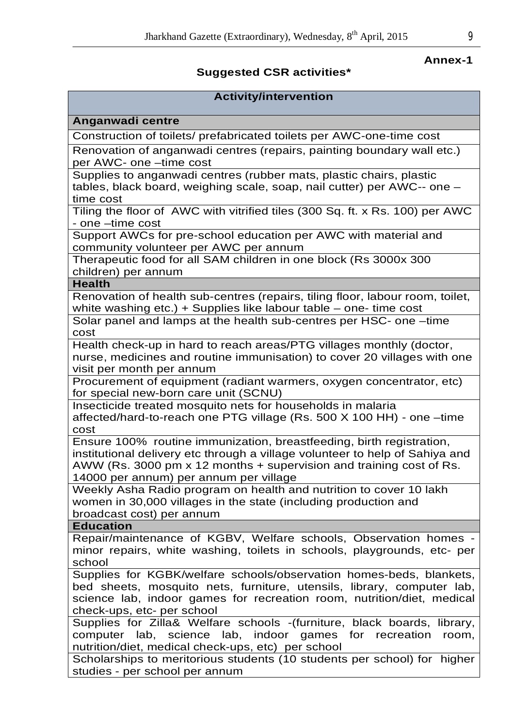**Annex-1**

## Suggested CSR activities*

| Activity/intervention |
|---|
| **Anganwadi centre** |
| Construction of toilets/ prefabricated toilets per AWC-one-time cost |
| Renovation of anganwadi centres (repairs, painting boundary wall etc.) per AWC- one –time cost |
| Supplies to anganwadi centres (rubber mats, plastic chairs, plastic tables, black board, weighing scale, soap, nail cutter) per AWC-- one –time cost |
| Tiling the floor of AWC with vitrified tiles (300 Sq. ft. x Rs. 100) per AWC - one –time cost |
| Support AWCs for pre-school education per AWC with material and community volunteer per AWC per annum |
| Therapeutic food for all SAM children in one block (Rs 3000x 300 children) per annum |
| **Health** |
| Renovation of health sub-centres (repairs, tiling floor, labour room, toilet, white washing etc.) + Supplies like labour table – one- time cost |
| Solar panel and lamps at the health sub-centres per HSC- one –time cost |
| Health check-up in hard to reach areas/PTG villages monthly (doctor, nurse, medicines and routine immunisation) to cover 20 villages with one visit per month per annum |
| Procurement of equipment (radiant warmers, oxygen concentrator, etc) for special new-born care unit (SCNU) |
| Insecticide treated mosquito nets for households in malaria affected/hard-to-reach one PTG village (Rs. 500 X 100 HH) - one –time cost |
| Ensure 100% routine immunization, breastfeeding, birth registration, institutional delivery etc through a village volunteer to help of Sahiya and AWW (Rs. 3000 pm x 12 months + supervision and training cost of Rs. 14000 per annum) per annum per village |
| Weekly Asha Radio program on health and nutrition to cover 10 lakh women in 30,000 villages in the state (including production and broadcast cost) per annum |
| **Education** |
| Repair/maintenance of KGBV, Welfare schools, Observation homes - minor repairs, white washing, toilets in schools, playgrounds, etc- per school |
| Supplies for KGBK/welfare schools/observation homes-beds, blankets, bed sheets, mosquito nets, furniture, utensils, library, computer lab, science lab, indoor games for recreation room, nutrition/diet, medical check-ups, etc- per school |
| Supplies for Zilla& Welfare schools -(furniture, black boards, library, computer lab, science lab, indoor games for recreation room, nutrition/diet, medical check-ups, etc) per school |
| Scholarships to meritorious students (10 students per school) for higher studies - per school per annum |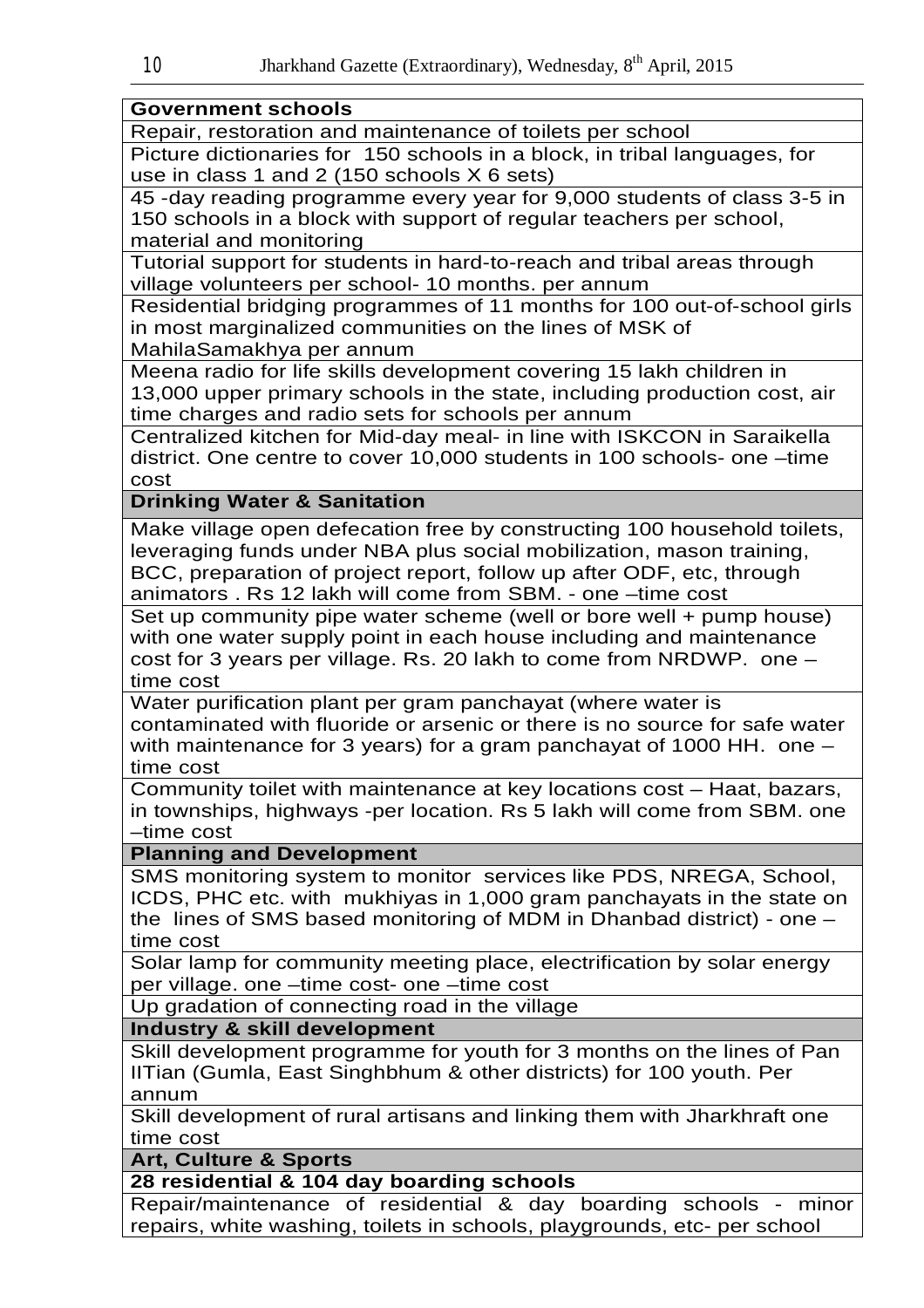| Government schools |
| --- |
| Repair, restoration and maintenance of toilets per school |
| Picture dictionaries for 150 schools in a block, in tribal languages, for use in class 1 and 2 (150 schools X 6 sets) |
| 45 -day reading programme every year for 9,000 students of class 3-5 in 150 schools in a block with support of regular teachers per school, material and monitoring |
| Tutorial support for students in hard-to-reach and tribal areas through village volunteers per school- 10 months. per annum |
| Residential bridging programmes of 11 months for 100 out-of-school girls in most marginalized communities on the lines of MSK of MahilaSamakhya per annum |
| Meena radio for life skills development covering 15 lakh children in 13,000 upper primary schools in the state, including production cost, air time charges and radio sets for schools per annum |
| Centralized kitchen for Mid-day meal- in line with ISKCON in Saraikella district. One centre to cover 10,000 students in 100 schools- one –time cost |
| **Drinking Water & Sanitation** |
| Make village open defecation free by constructing 100 household toilets, leveraging funds under NBA plus social mobilization, mason training, BCC, preparation of project report, follow up after ODF, etc, through animators . Rs 12 lakh will come from SBM. - one –time cost |
| Set up community pipe water scheme (well or bore well + pump house) with one water supply point in each house including and maintenance cost for 3 years per village. Rs. 20 lakh to come from NRDWP. one –time cost |
| Water purification plant per gram panchayat (where water is contaminated with fluoride or arsenic or there is no source for safe water with maintenance for 3 years) for a gram panchayat of 1000 HH. one –time cost |
| Community toilet with maintenance at key locations cost – Haat, bazars, in townships, highways -per location. Rs 5 lakh will come from SBM. one –time cost |
| **Planning and Development** |
| SMS monitoring system to monitor services like PDS, NREGA, School, ICDS, PHC etc. with mukhiyas in 1,000 gram panchayats in the state on the lines of SMS based monitoring of MDM in Dhanbad district) - one –time cost |
| Solar lamp for community meeting place, electrification by solar energy per village. one –time cost- one –time cost |
| Up gradation of connecting road in the village |
| **Industry & skill development** |
| Skill development programme for youth for 3 months on the lines of Pan IITian (Gumla, East Singhbhum & other districts) for 100 youth. Per annum |
| Skill development of rural artisans and linking them with Jharkhraft one time cost |
| **Art, Culture & Sports** |
| **28 residential & 104 day boarding schools** |
| Repair/maintenance of residential & day boarding schools - minor repairs, white washing, toilets in schools, playgrounds, etc- per school |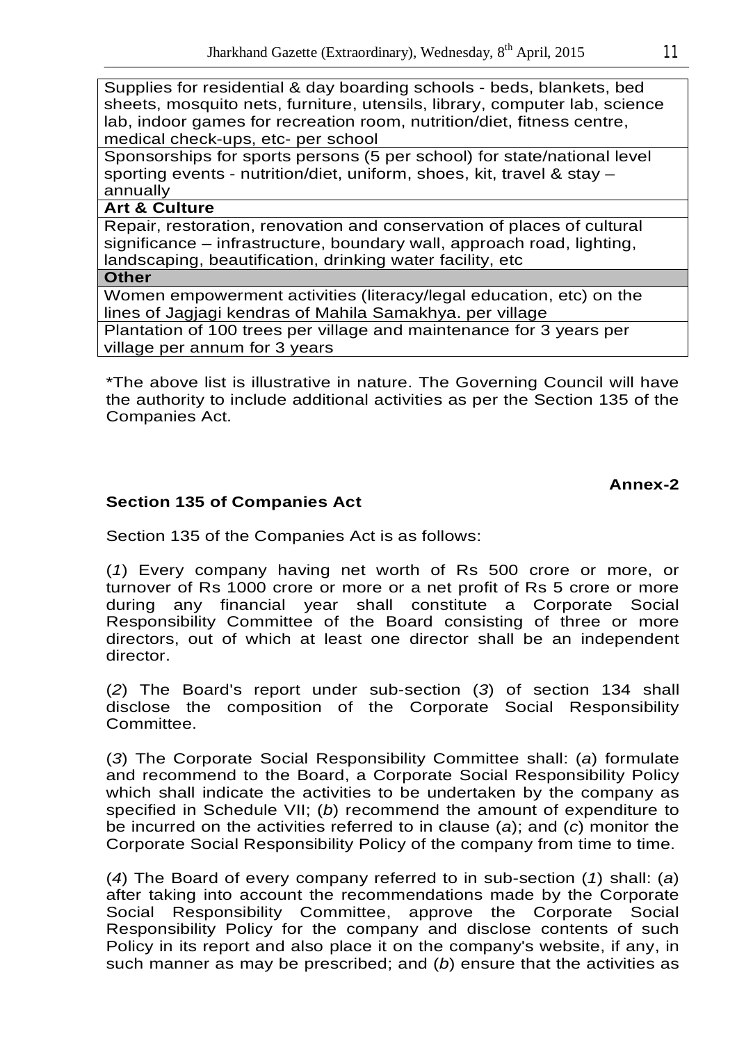| |
|---|
| Supplies for residential & day boarding schools - beds, blankets, bed sheets, mosquito nets, furniture, utensils, library, computer lab, science lab, indoor games for recreation room, nutrition/diet, fitness centre, medical check-ups, etc- per school |
| Sponsorships for sports persons (5 per school) for state/national level sporting events - nutrition/diet, uniform, shoes, kit, travel & stay – annually |
| **Art & Culture** |
| Repair, restoration, renovation and conservation of places of cultural significance – infrastructure, boundary wall, approach road, lighting, landscaping, beautification, drinking water facility, etc |
| **Other** |
| Women empowerment activities (literacy/legal education, etc) on the lines of Jagjagi kendras of Mahila Samakhya. per village |
| Plantation of 100 trees per village and maintenance for 3 years per village per annum for 3 years |

*The above list is illustrative in nature. The Governing Council will have the authority to include additional activities as per the Section 135 of the Companies Act.

**Annex-2**

**Section 135 of Companies Act**

Section 135 of the Companies Act is as follows:

(*1*) Every company having net worth of Rs 500 crore or more, or turnover of Rs 1000 crore or more or a net profit of Rs 5 crore or more during any financial year shall constitute a Corporate Social Responsibility Committee of the Board consisting of three or more directors, out of which at least one director shall be an independent director.

(*2*) The Board's report under sub-section (*3*) of section 134 shall disclose the composition of the Corporate Social Responsibility Committee.

(*3*) The Corporate Social Responsibility Committee shall: (*a*) formulate and recommend to the Board, a Corporate Social Responsibility Policy which shall indicate the activities to be undertaken by the company as specified in Schedule VII; (*b*) recommend the amount of expenditure to be incurred on the activities referred to in clause (*a*); and (*c*) monitor the Corporate Social Responsibility Policy of the company from time to time.

(*4*) The Board of every company referred to in sub-section (*1*) shall: (*a*) after taking into account the recommendations made by the Corporate Social Responsibility Committee, approve the Corporate Social Responsibility Policy for the company and disclose contents of such Policy in its report and also place it on the company's website, if any, in such manner as may be prescribed; and (*b*) ensure that the activities as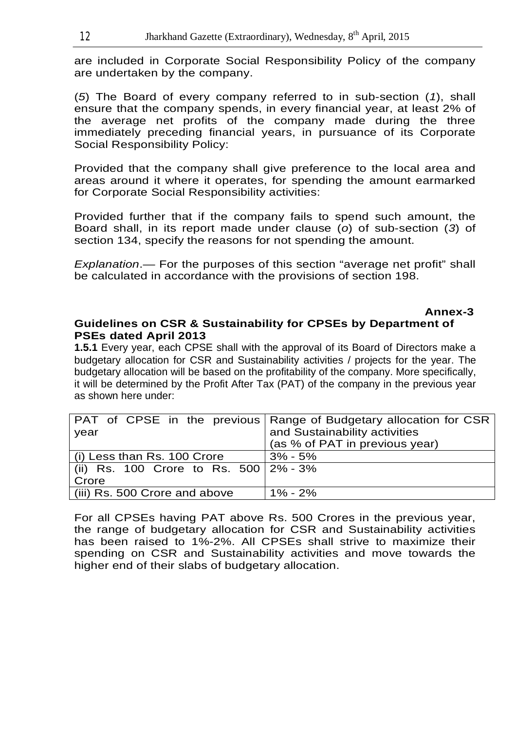are included in Corporate Social Responsibility Policy of the company are undertaken by the company.

(*5*) The Board of every company referred to in sub-section (*1*), shall ensure that the company spends, in every financial year, at least 2% of the average net profits of the company made during the three immediately preceding financial years, in pursuance of its Corporate Social Responsibility Policy:

Provided that the company shall give preference to the local area and areas around it where it operates, for spending the amount earmarked for Corporate Social Responsibility activities:

Provided further that if the company fails to spend such amount, the Board shall, in its report made under clause (*o*) of sub-section (*3*) of section 134, specify the reasons for not spending the amount.

*Explanation*.— For the purposes of this section "average net profit" shall be calculated in accordance with the provisions of section 198.

**Annex-3**

**Guidelines on CSR & Sustainability for CPSEs by Department of PSEs dated April 2013**

**1.5.1** Every year, each CPSE shall with the approval of its Board of Directors make a budgetary allocation for CSR and Sustainability activities / projects for the year. The budgetary allocation will be based on the profitability of the company. More specifically, it will be determined by the Profit After Tax (PAT) of the company in the previous year as shown here under:

| PAT of CPSE in the previous year | Range of Budgetary allocation for CSR and Sustainability activities (as % of PAT in previous year) |
|---|---|
| (i) Less than Rs. 100 Crore | 3% - 5% |
| (ii) Rs. 100 Crore to Rs. 500 Crore | 2% - 3% |
| (iii) Rs. 500 Crore and above | 1% - 2% |

For all CPSEs having PAT above Rs. 500 Crores in the previous year, the range of budgetary allocation for CSR and Sustainability activities has been raised to 1%-2%. All CPSEs shall strive to maximize their spending on CSR and Sustainability activities and move towards the higher end of their slabs of budgetary allocation.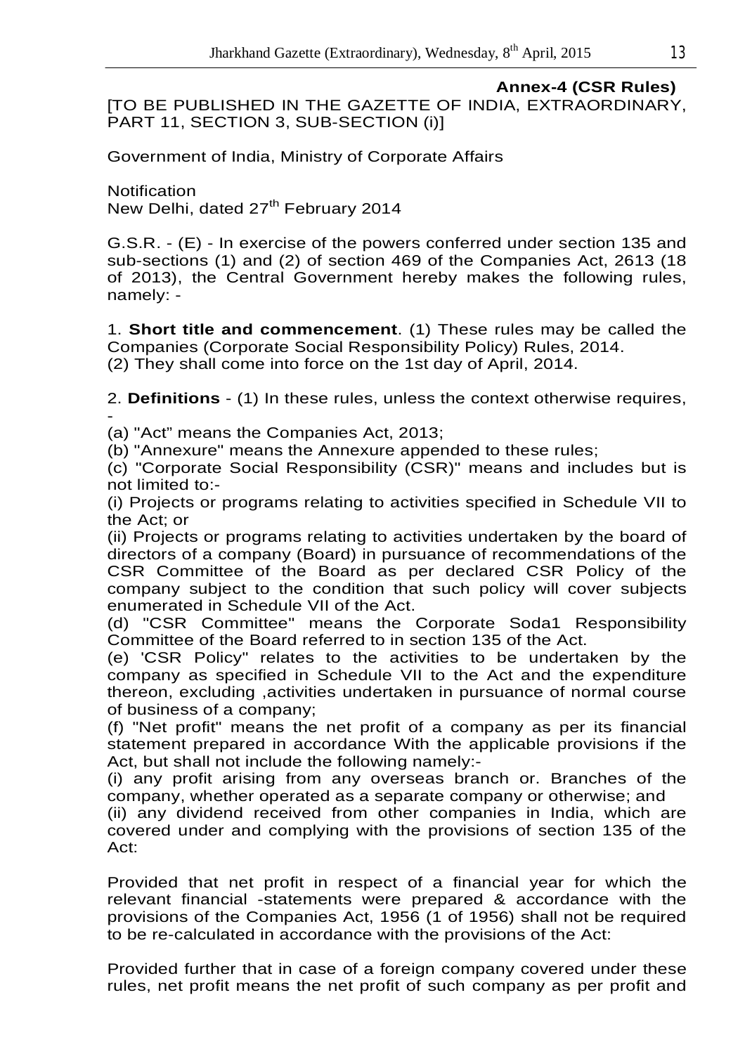**Annex-4 (CSR Rules)**

[TO BE PUBLISHED IN THE GAZETTE OF INDIA, EXTRAORDINARY, PART 11, SECTION 3, SUB-SECTION (i)]

Government of India, Ministry of Corporate Affairs

Notification
New Delhi, dated 27th February 2014

G.S.R. - (E) - In exercise of the powers conferred under section 135 and sub-sections (1) and (2) of section 469 of the Companies Act, 2613 (18 of 2013), the Central Government hereby makes the following rules, namely: -

1. **Short title and commencement**. (1) These rules may be called the Companies (Corporate Social Responsibility Policy) Rules, 2014.
(2) They shall come into force on the 1st day of April, 2014.

2. **Definitions** - (1) In these rules, unless the context otherwise requires, -
(a) "Act" means the Companies Act, 2013;
(b) "Annexure" means the Annexure appended to these rules;
(c) "Corporate Social Responsibility (CSR)" means and includes but is not limited to:-
(i) Projects or programs relating to activities specified in Schedule VII to the Act; or
(ii) Projects or programs relating to activities undertaken by the board of directors of a company (Board) in pursuance of recommendations of the CSR Committee of the Board as per declared CSR Policy of the company subject to the condition that such policy will cover subjects enumerated in Schedule VII of the Act.
(d) "CSR Committee" means the Corporate Soda1 Responsibility Committee of the Board referred to in section 135 of the Act.
(e) 'CSR Policy" relates to the activities to be undertaken by the company as specified in Schedule VII to the Act and the expenditure thereon, excluding ,activities undertaken in pursuance of normal course of business of a company;
(f) "Net profit" means the net profit of a company as per its financial statement prepared in accordance With the applicable provisions if the Act, but shall not include the following namely:-
(i) any profit arising from any overseas branch or. Branches of the company, whether operated as a separate company or otherwise; and
(ii) any dividend received from other companies in India, which are covered under and complying with the provisions of section 135 of the Act:

Provided that net profit in respect of a financial year for which the relevant financial -statements were prepared & accordance with the provisions of the Companies Act, 1956 (1 of 1956) shall not be required to be re-calculated in accordance with the provisions of the Act:

Provided further that in case of a foreign company covered under these rules, net profit means the net profit of such company as per profit and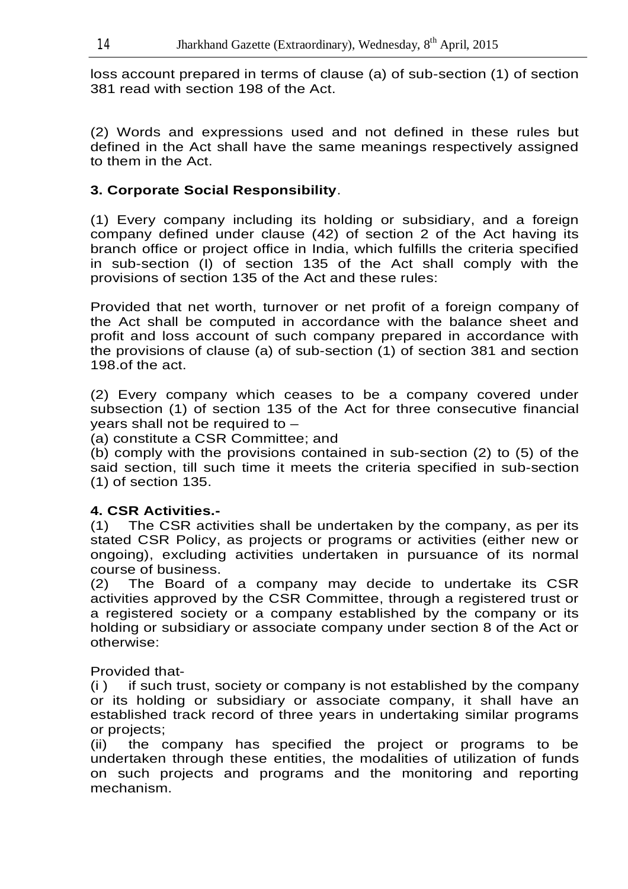loss account prepared in terms of clause (a) of sub-section (1) of section 381 read with section 198 of the Act.

(2) Words and expressions used and not defined in these rules but defined in the Act shall have the same meanings respectively assigned to them in the Act.

**3. Corporate Social Responsibility**.

(1) Every company including its holding or subsidiary, and a foreign company defined under clause (42) of section 2 of the Act having its branch office or project office in India, which fulfills the criteria specified in sub-section (l) of section 135 of the Act shall comply with the provisions of section 135 of the Act and these rules:

Provided that net worth, turnover or net profit of a foreign company of the Act shall be computed in accordance with the balance sheet and profit and loss account of such company prepared in accordance with the provisions of clause (a) of sub-section (1) of section 381 and section 198.of the act.

(2) Every company which ceases to be a company covered under subsection (1) of section 135 of the Act for three consecutive financial years shall not be required to –
(a) constitute a CSR Committee; and
(b) comply with the provisions contained in sub-section (2) to (5) of the said section, till such time it meets the criteria specified in sub-section (1) of section 135.

**4. CSR Activities.-**
(1) The CSR activities shall be undertaken by the company, as per its stated CSR Policy, as projects or programs or activities (either new or ongoing), excluding activities undertaken in pursuance of its normal course of business.
(2) The Board of a company may decide to undertake its CSR activities approved by the CSR Committee, through a registered trust or a registered society or a company established by the company or its holding or subsidiary or associate company under section 8 of the Act or otherwise:

Provided that-
(i ) if such trust, society or company is not established by the company or its holding or subsidiary or associate company, it shall have an established track record of three years in undertaking similar programs or projects;
(ii) the company has specified the project or programs to be undertaken through these entities, the modalities of utilization of funds on such projects and programs and the monitoring and reporting mechanism.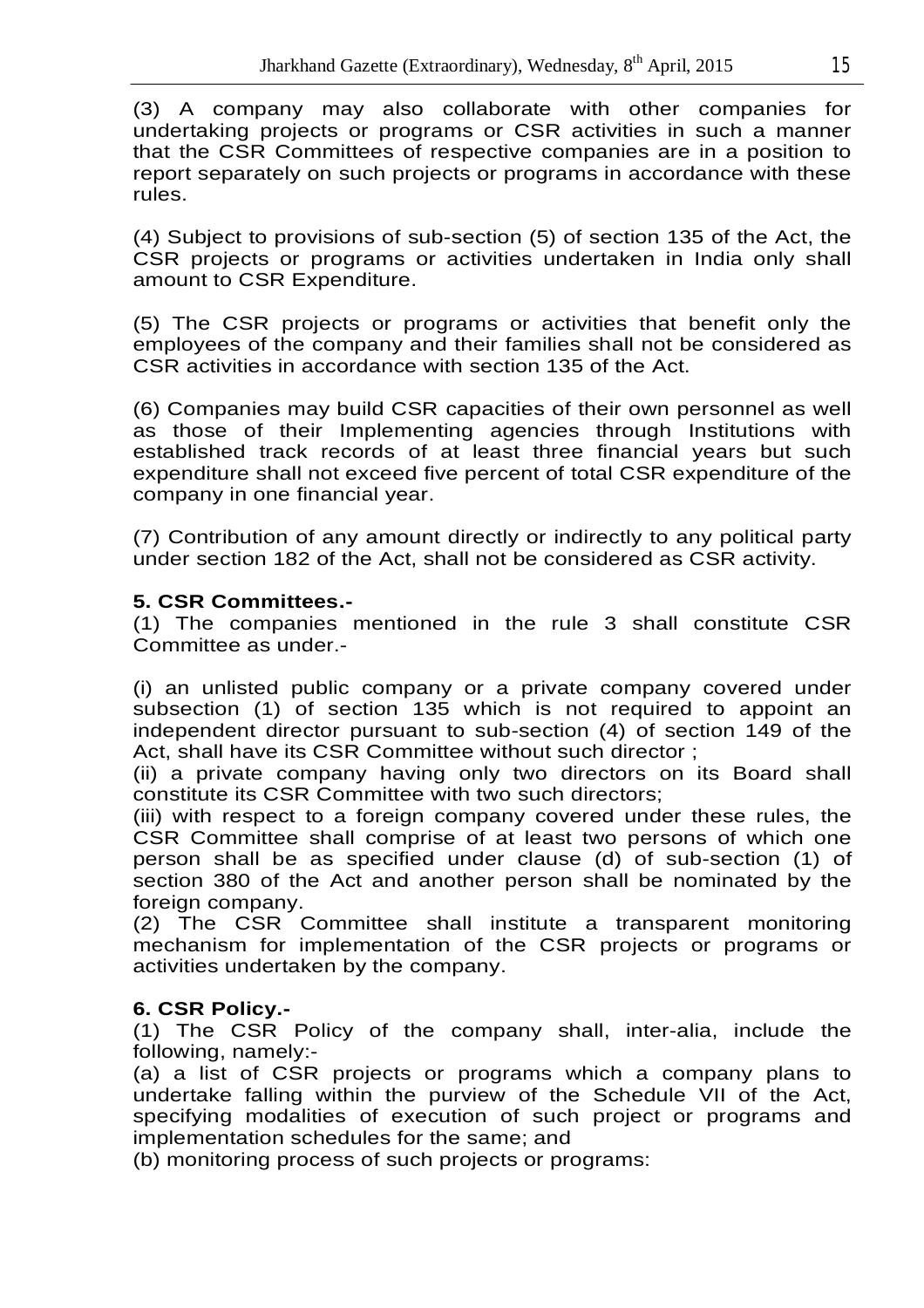(3) A company may also collaborate with other companies for undertaking projects or programs or CSR activities in such a manner that the CSR Committees of respective companies are in a position to report separately on such projects or programs in accordance with these rules.

(4) Subject to provisions of sub-section (5) of section 135 of the Act, the CSR projects or programs or activities undertaken in India only shall amount to CSR Expenditure.

(5) The CSR projects or programs or activities that benefit only the employees of the company and their families shall not be considered as CSR activities in accordance with section 135 of the Act.

(6) Companies may build CSR capacities of their own personnel as well as those of their Implementing agencies through Institutions with established track records of at least three financial years but such expenditure shall not exceed five percent of total CSR expenditure of the company in one financial year.

(7) Contribution of any amount directly or indirectly to any political party under section 182 of the Act, shall not be considered as CSR activity.

**5. CSR Committees.-**

(1) The companies mentioned in the rule 3 shall constitute CSR Committee as under.-

(i) an unlisted public company or a private company covered under subsection (1) of section 135 which is not required to appoint an independent director pursuant to sub-section (4) of section 149 of the Act, shall have its CSR Committee without such director ;

(ii) a private company having only two directors on its Board shall constitute its CSR Committee with two such directors;

(iii) with respect to a foreign company covered under these rules, the CSR Committee shall comprise of at least two persons of which one person shall be as specified under clause (d) of sub-section (1) of section 380 of the Act and another person shall be nominated by the foreign company.

(2) The CSR Committee shall institute a transparent monitoring mechanism for implementation of the CSR projects or programs or activities undertaken by the company.

**6. CSR Policy.-**

(1) The CSR Policy of the company shall, inter-alia, include the following, namely:-

(a) a list of CSR projects or programs which a company plans to undertake falling within the purview of the Schedule VII of the Act, specifying modalities of execution of such project or programs and implementation schedules for the same; and

(b) monitoring process of such projects or programs: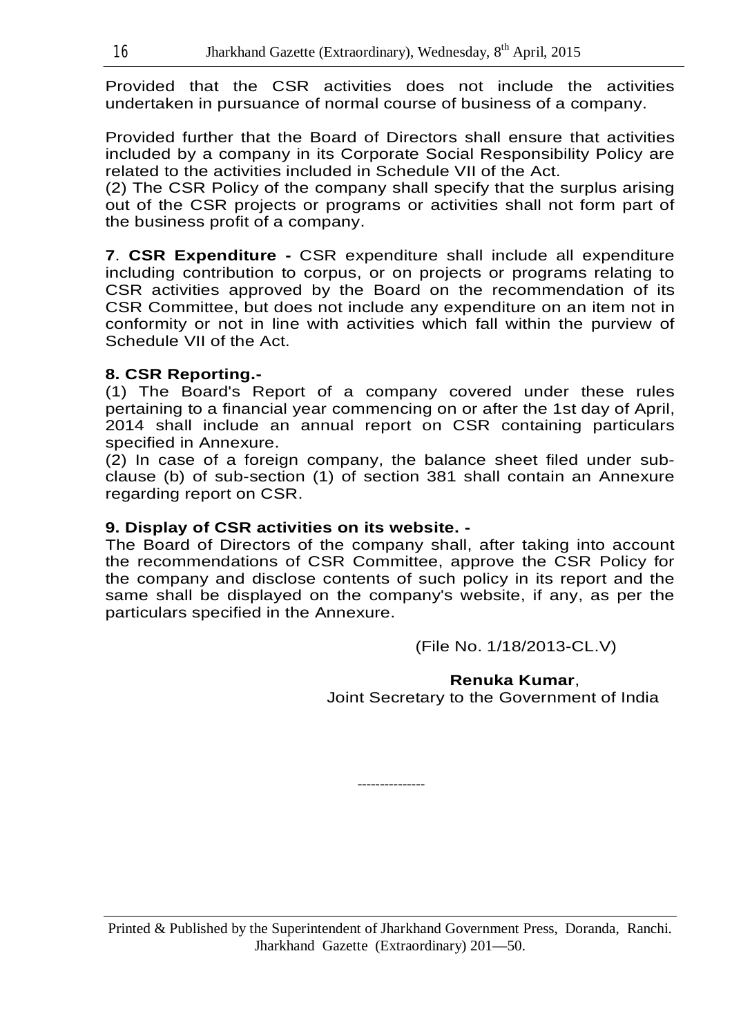Provided that the CSR activities does not include the activities undertaken in pursuance of normal course of business of a company.

Provided further that the Board of Directors shall ensure that activities included by a company in its Corporate Social Responsibility Policy are related to the activities included in Schedule VII of the Act.

(2) The CSR Policy of the company shall specify that the surplus arising out of the CSR projects or programs or activities shall not form part of the business profit of a company.

**7**. **CSR Expenditure -** CSR expenditure shall include all expenditure including contribution to corpus, or on projects or programs relating to CSR activities approved by the Board on the recommendation of its CSR Committee, but does not include any expenditure on an item not in conformity or not in line with activities which fall within the purview of Schedule VII of the Act.

**8. CSR Reporting.-**

(1) The Board's Report of a company covered under these rules pertaining to a financial year commencing on or after the 1st day of April, 2014 shall include an annual report on CSR containing particulars specified in Annexure.

(2) In case of a foreign company, the balance sheet filed under sub-clause (b) of sub-section (1) of section 381 shall contain an Annexure regarding report on CSR.

**9. Display of CSR activities on its website. -**

The Board of Directors of the company shall, after taking into account the recommendations of CSR Committee, approve the CSR Policy for the company and disclose contents of such policy in its report and the same shall be displayed on the company's website, if any, as per the particulars specified in the Annexure.

(File No. 1/18/2013-CL.V)

**Renuka Kumar**,
Joint Secretary to the Government of India

---------------

Printed & Published by the Superintendent of Jharkhand Government Press, Doranda, Ranchi.
Jharkhand Gazette (Extraordinary) 201—50.